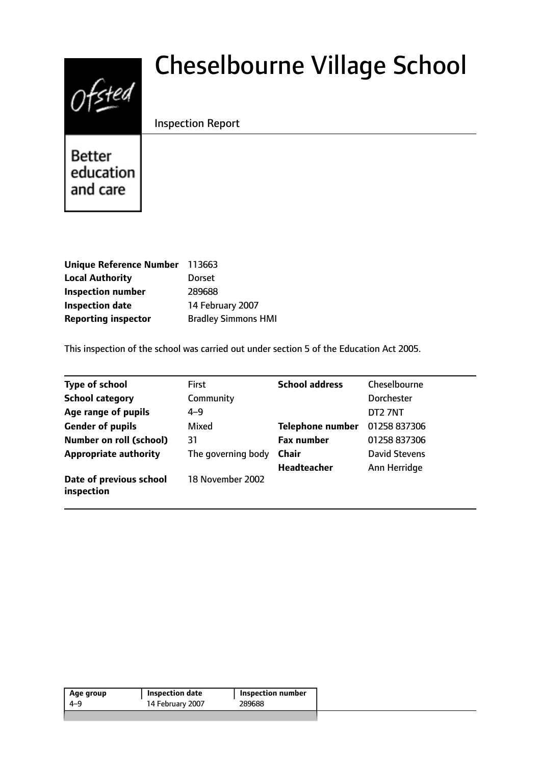# Cheselbourne Village School

Inspection Report

Better education and care

| | |
|---|---|
| **Unique Reference Number** | 113663 |
| **Local Authority** | Dorset |
| **Inspection number** | 289688 |
| **Inspection date** | 14 February 2007 |
| **Reporting inspector** | Bradley Simmons HMI |

This inspection of the school was carried out under section 5 of the Education Act 2005.

| | | | |
|---|---|---|---|
| **Type of school** | First | **School address** | Cheselbourne |
| **School category** | Community | | Dorchester |
| **Age range of pupils** | 4–9 | | DT2 7NT |
| **Gender of pupils** | Mixed | **Telephone number** | 01258 837306 |
| **Number on roll (school)** | 31 | **Fax number** | 01258 837306 |
| **Appropriate authority** | The governing body | **Chair** | David Stevens |
| | | **Headteacher** | Ann Herridge |
| **Date of previous school inspection** | 18 November 2002 | | |

| Age group | Inspection date | Inspection number |
|---|---|---|
| 4–9 | 14 February 2007 | 289688 |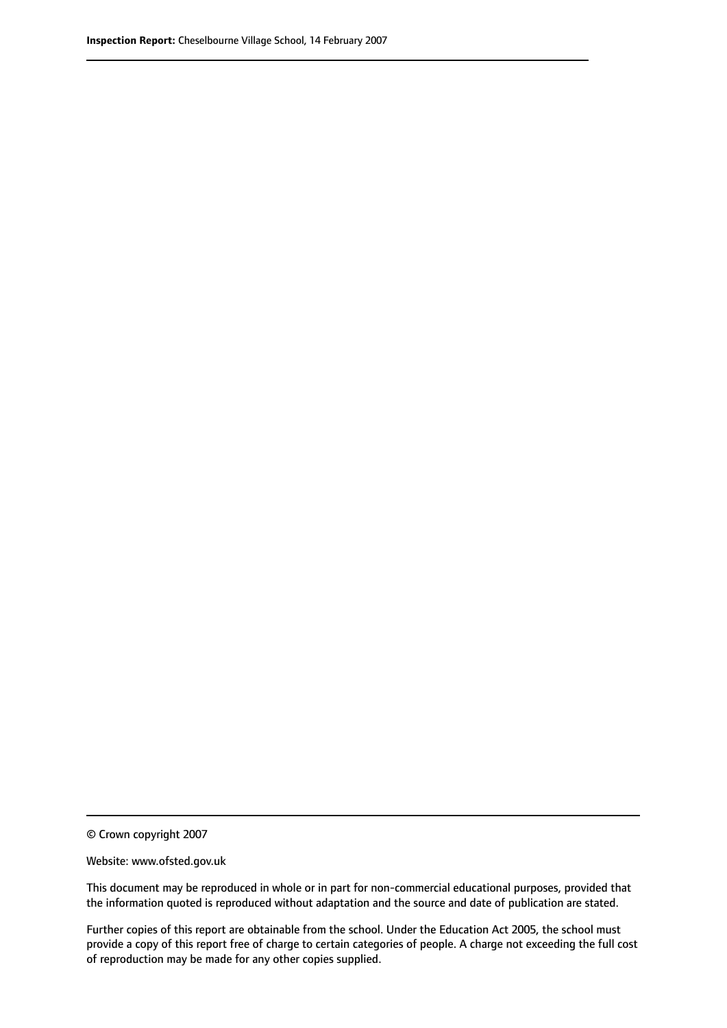© Crown copyright 2007

Website: www.ofsted.gov.uk

This document may be reproduced in whole or in part for non-commercial educational purposes, provided that the information quoted is reproduced without adaptation and the source and date of publication are stated.

Further copies of this report are obtainable from the school. Under the Education Act 2005, the school must provide a copy of this report free of charge to certain categories of people. A charge not exceeding the full cost of reproduction may be made for any other copies supplied.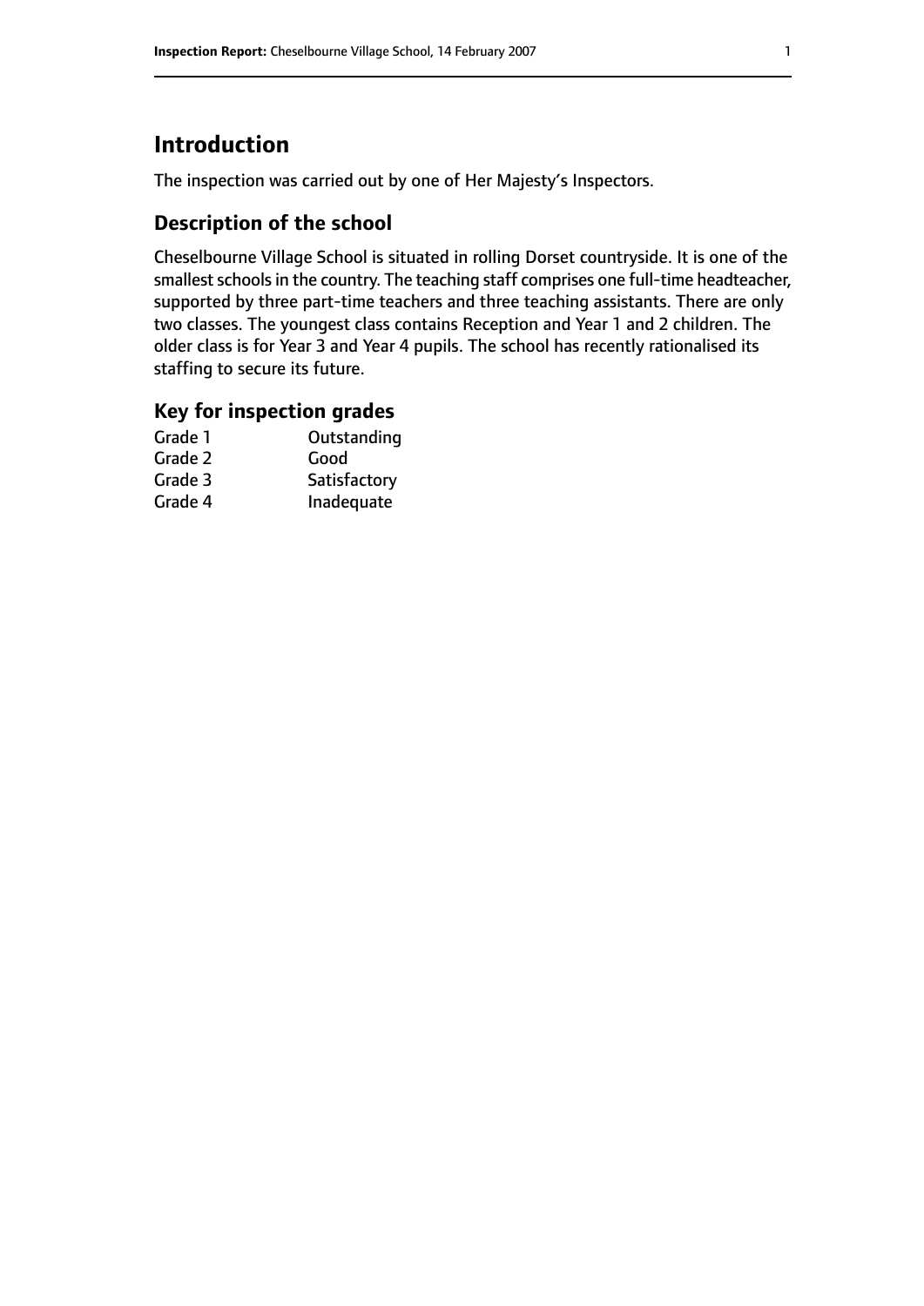# Introduction

The inspection was carried out by one of Her Majesty's Inspectors.

## Description of the school

Cheselbourne Village School is situated in rolling Dorset countryside. It is one of the smallest schools in the country. The teaching staff comprises one full-time headteacher, supported by three part-time teachers and three teaching assistants. There are only two classes. The youngest class contains Reception and Year 1 and 2 children. The older class is for Year 3 and Year 4 pupils. The school has recently rationalised its staffing to secure its future.

## Key for inspection grades

| | |
|---|---|
| Grade 1 | Outstanding |
| Grade 2 | Good |
| Grade 3 | Satisfactory |
| Grade 4 | Inadequate |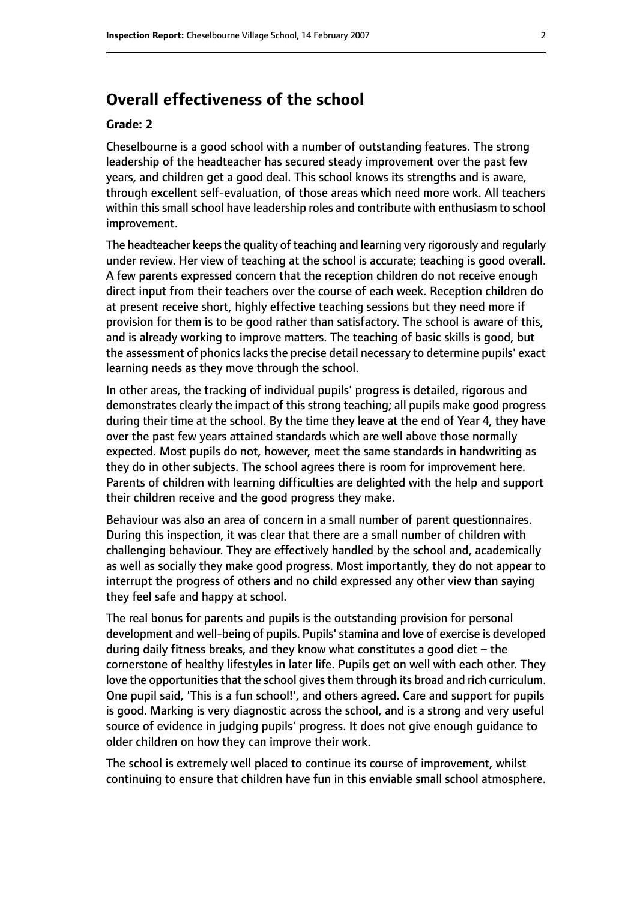## Overall effectiveness of the school

### Grade: 2

Cheselbourne is a good school with a number of outstanding features. The strong leadership of the headteacher has secured steady improvement over the past few years, and children get a good deal. This school knows its strengths and is aware, through excellent self-evaluation, of those areas which need more work. All teachers within this small school have leadership roles and contribute with enthusiasm to school improvement.

The headteacher keeps the quality of teaching and learning very rigorously and regularly under review. Her view of teaching at the school is accurate; teaching is good overall. A few parents expressed concern that the reception children do not receive enough direct input from their teachers over the course of each week. Reception children do at present receive short, highly effective teaching sessions but they need more if provision for them is to be good rather than satisfactory. The school is aware of this, and is already working to improve matters. The teaching of basic skills is good, but the assessment of phonics lacks the precise detail necessary to determine pupils' exact learning needs as they move through the school.

In other areas, the tracking of individual pupils' progress is detailed, rigorous and demonstrates clearly the impact of this strong teaching; all pupils make good progress during their time at the school. By the time they leave at the end of Year 4, they have over the past few years attained standards which are well above those normally expected. Most pupils do not, however, meet the same standards in handwriting as they do in other subjects. The school agrees there is room for improvement here. Parents of children with learning difficulties are delighted with the help and support their children receive and the good progress they make.

Behaviour was also an area of concern in a small number of parent questionnaires. During this inspection, it was clear that there are a small number of children with challenging behaviour. They are effectively handled by the school and, academically as well as socially they make good progress. Most importantly, they do not appear to interrupt the progress of others and no child expressed any other view than saying they feel safe and happy at school.

The real bonus for parents and pupils is the outstanding provision for personal development and well-being of pupils. Pupils' stamina and love of exercise is developed during daily fitness breaks, and they know what constitutes a good diet – the cornerstone of healthy lifestyles in later life. Pupils get on well with each other. They love the opportunities that the school gives them through its broad and rich curriculum. One pupil said, 'This is a fun school!', and others agreed. Care and support for pupils is good. Marking is very diagnostic across the school, and is a strong and very useful source of evidence in judging pupils' progress. It does not give enough guidance to older children on how they can improve their work.

The school is extremely well placed to continue its course of improvement, whilst continuing to ensure that children have fun in this enviable small school atmosphere.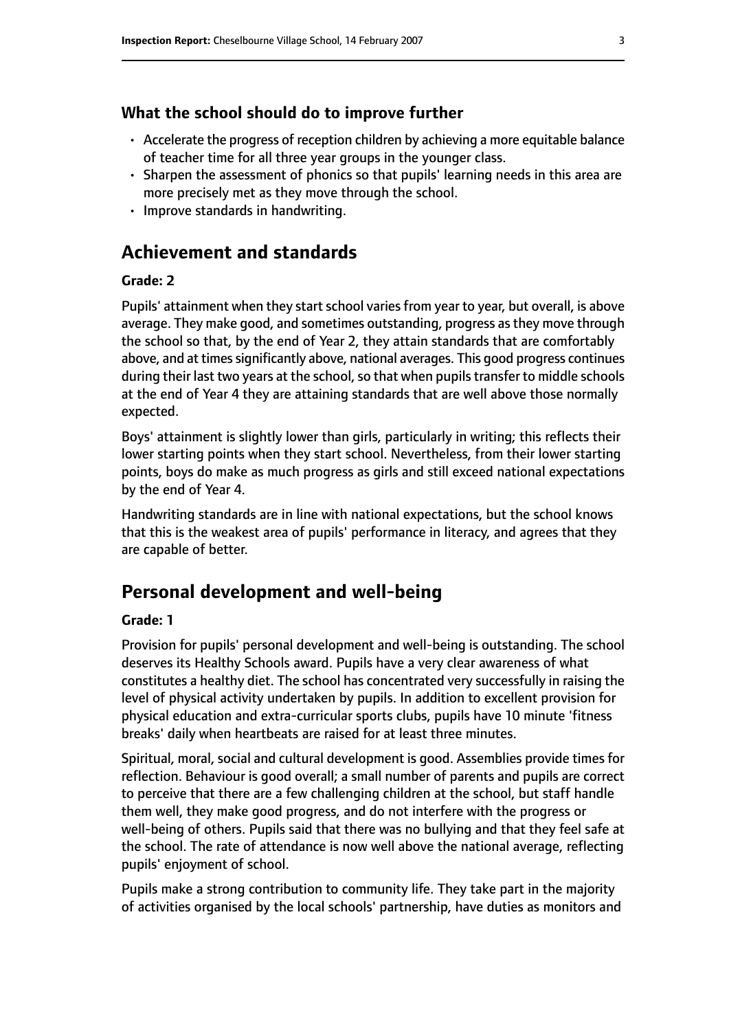### What the school should do to improve further

- Accelerate the progress of reception children by achieving a more equitable balance of teacher time for all three year groups in the younger class.
- Sharpen the assessment of phonics so that pupils' learning needs in this area are more precisely met as they move through the school.
- Improve standards in handwriting.

## Achievement and standards

#### Grade: 2

Pupils' attainment when they start school varies from year to year, but overall, is above average. They make good, and sometimes outstanding, progress as they move through the school so that, by the end of Year 2, they attain standards that are comfortably above, and at times significantly above, national averages. This good progress continues during their last two years at the school, so that when pupils transfer to middle schools at the end of Year 4 they are attaining standards that are well above those normally expected.

Boys' attainment is slightly lower than girls, particularly in writing; this reflects their lower starting points when they start school. Nevertheless, from their lower starting points, boys do make as much progress as girls and still exceed national expectations by the end of Year 4.

Handwriting standards are in line with national expectations, but the school knows that this is the weakest area of pupils' performance in literacy, and agrees that they are capable of better.

## Personal development and well-being

#### Grade: 1

Provision for pupils' personal development and well-being is outstanding. The school deserves its Healthy Schools award. Pupils have a very clear awareness of what constitutes a healthy diet. The school has concentrated very successfully in raising the level of physical activity undertaken by pupils. In addition to excellent provision for physical education and extra-curricular sports clubs, pupils have 10 minute 'fitness breaks' daily when heartbeats are raised for at least three minutes.

Spiritual, moral, social and cultural development is good. Assemblies provide times for reflection. Behaviour is good overall; a small number of parents and pupils are correct to perceive that there are a few challenging children at the school, but staff handle them well, they make good progress, and do not interfere with the progress or well-being of others. Pupils said that there was no bullying and that they feel safe at the school. The rate of attendance is now well above the national average, reflecting pupils' enjoyment of school.

Pupils make a strong contribution to community life. They take part in the majority of activities organised by the local schools' partnership, have duties as monitors and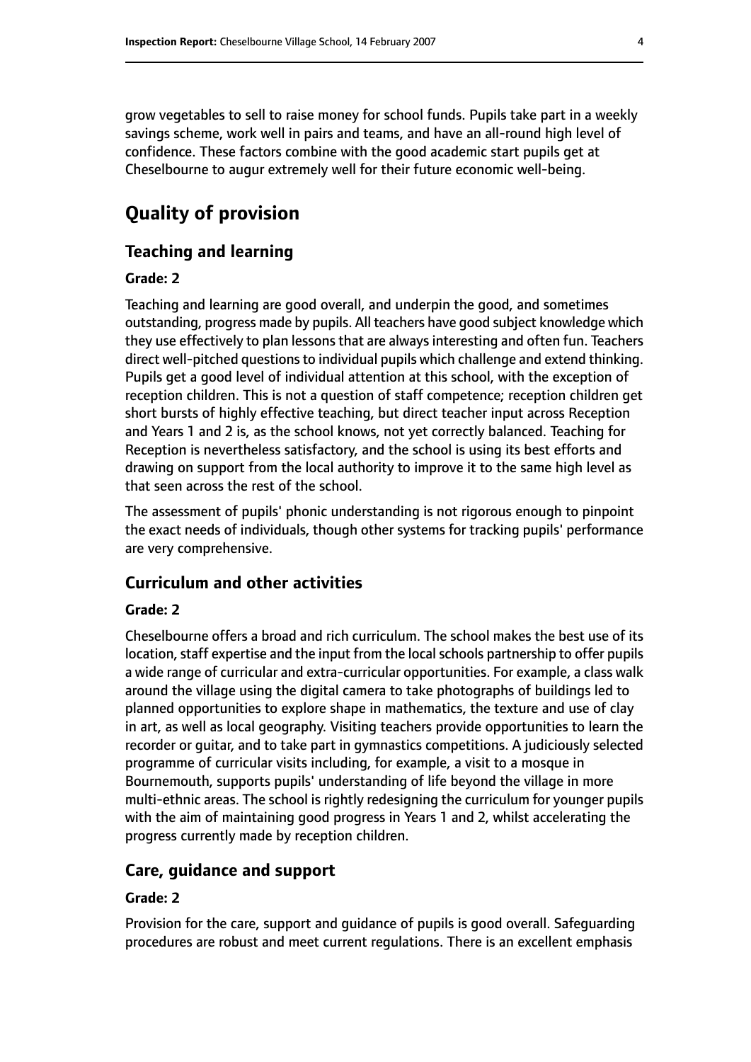grow vegetables to sell to raise money for school funds. Pupils take part in a weekly savings scheme, work well in pairs and teams, and have an all-round high level of confidence. These factors combine with the good academic start pupils get at Cheselbourne to augur extremely well for their future economic well-being.

# Quality of provision

## Teaching and learning

### Grade: 2

Teaching and learning are good overall, and underpin the good, and sometimes outstanding, progress made by pupils. All teachers have good subject knowledge which they use effectively to plan lessons that are always interesting and often fun. Teachers direct well-pitched questions to individual pupils which challenge and extend thinking. Pupils get a good level of individual attention at this school, with the exception of reception children. This is not a question of staff competence; reception children get short bursts of highly effective teaching, but direct teacher input across Reception and Years 1 and 2 is, as the school knows, not yet correctly balanced. Teaching for Reception is nevertheless satisfactory, and the school is using its best efforts and drawing on support from the local authority to improve it to the same high level as that seen across the rest of the school.

The assessment of pupils' phonic understanding is not rigorous enough to pinpoint the exact needs of individuals, though other systems for tracking pupils' performance are very comprehensive.

## Curriculum and other activities

### Grade: 2

Cheselbourne offers a broad and rich curriculum. The school makes the best use of its location, staff expertise and the input from the local schools partnership to offer pupils a wide range of curricular and extra-curricular opportunities. For example, a class walk around the village using the digital camera to take photographs of buildings led to planned opportunities to explore shape in mathematics, the texture and use of clay in art, as well as local geography. Visiting teachers provide opportunities to learn the recorder or guitar, and to take part in gymnastics competitions. A judiciously selected programme of curricular visits including, for example, a visit to a mosque in Bournemouth, supports pupils' understanding of life beyond the village in more multi-ethnic areas. The school is rightly redesigning the curriculum for younger pupils with the aim of maintaining good progress in Years 1 and 2, whilst accelerating the progress currently made by reception children.

## Care, guidance and support

### Grade: 2

Provision for the care, support and guidance of pupils is good overall. Safeguarding procedures are robust and meet current regulations. There is an excellent emphasis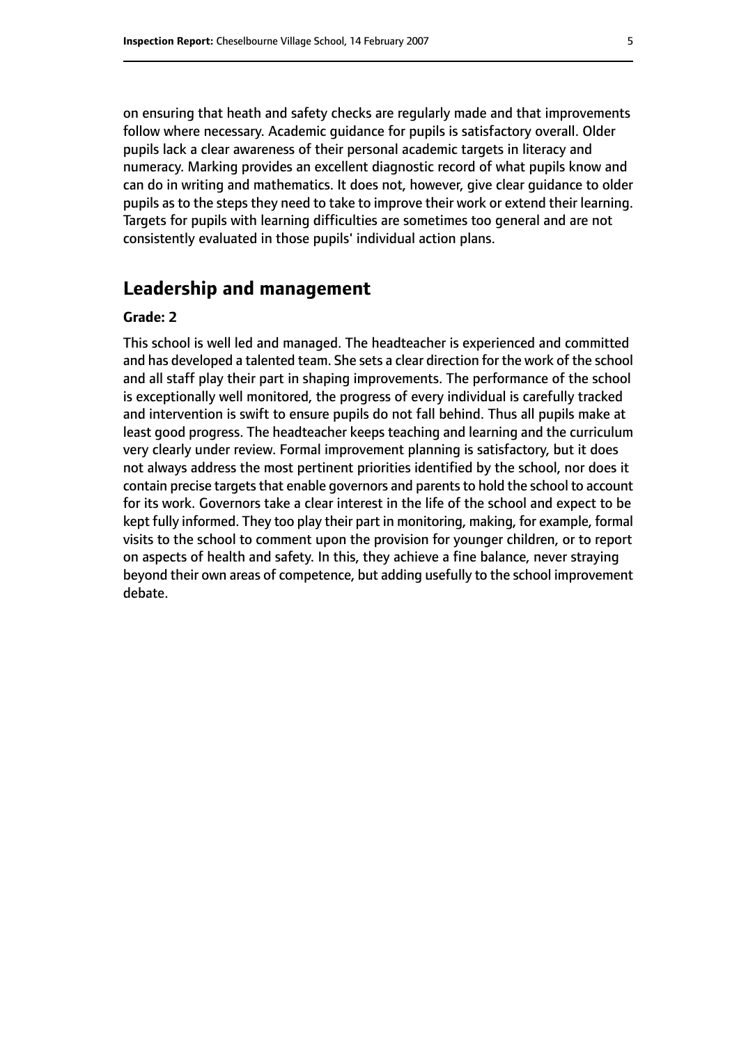on ensuring that heath and safety checks are regularly made and that improvements follow where necessary. Academic guidance for pupils is satisfactory overall. Older pupils lack a clear awareness of their personal academic targets in literacy and numeracy. Marking provides an excellent diagnostic record of what pupils know and can do in writing and mathematics. It does not, however, give clear guidance to older pupils as to the steps they need to take to improve their work or extend their learning. Targets for pupils with learning difficulties are sometimes too general and are not consistently evaluated in those pupils' individual action plans.

## Leadership and management

**Grade: 2**

This school is well led and managed. The headteacher is experienced and committed and has developed a talented team. She sets a clear direction for the work of the school and all staff play their part in shaping improvements. The performance of the school is exceptionally well monitored, the progress of every individual is carefully tracked and intervention is swift to ensure pupils do not fall behind. Thus all pupils make at least good progress. The headteacher keeps teaching and learning and the curriculum very clearly under review. Formal improvement planning is satisfactory, but it does not always address the most pertinent priorities identified by the school, nor does it contain precise targets that enable governors and parents to hold the school to account for its work. Governors take a clear interest in the life of the school and expect to be kept fully informed. They too play their part in monitoring, making, for example, formal visits to the school to comment upon the provision for younger children, or to report on aspects of health and safety. In this, they achieve a fine balance, never straying beyond their own areas of competence, but adding usefully to the school improvement debate.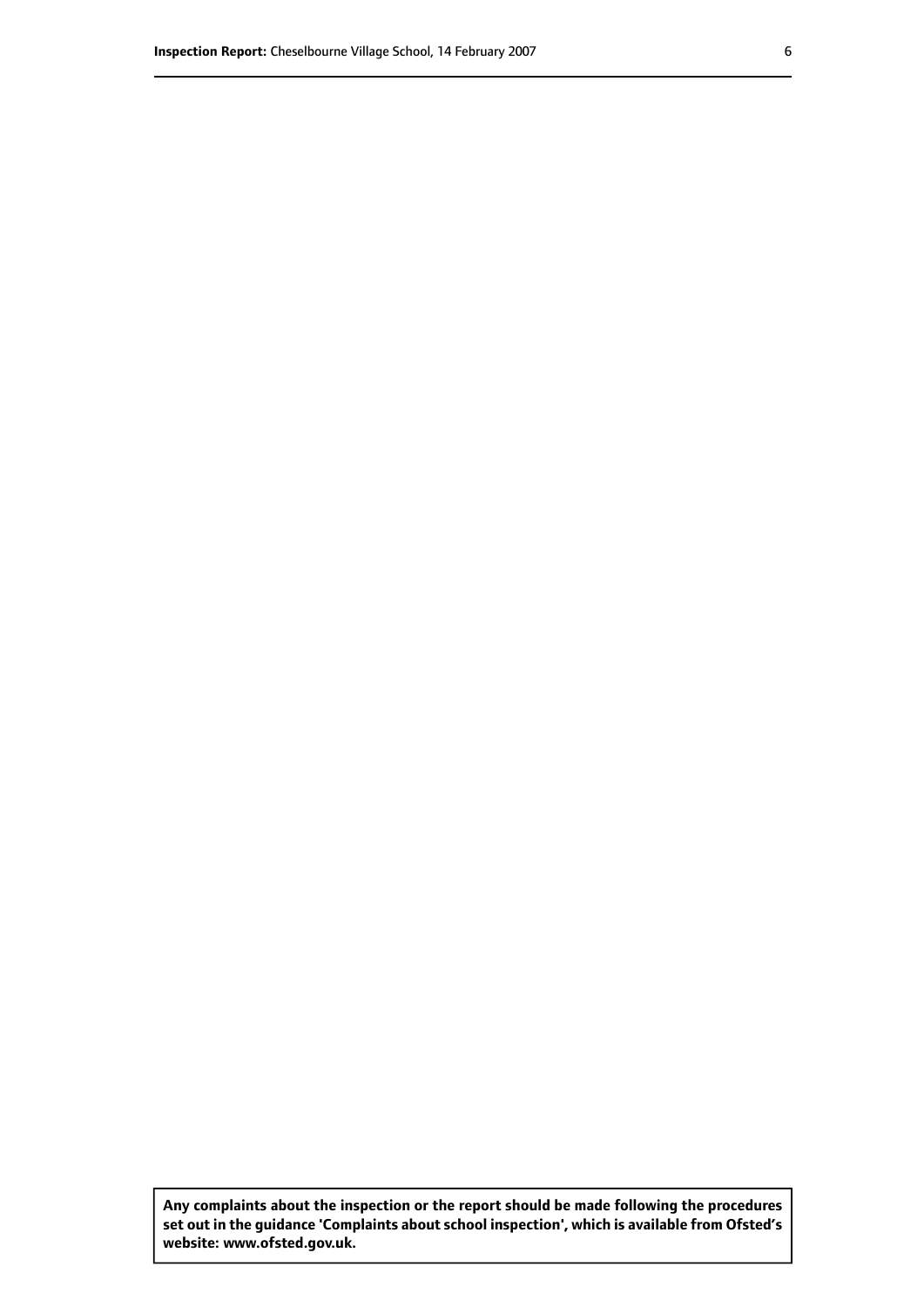**Any complaints about the inspection or the report should be made following the procedures set out in the guidance 'Complaints about school inspection', which is available from Ofsted's website: www.ofsted.gov.uk.**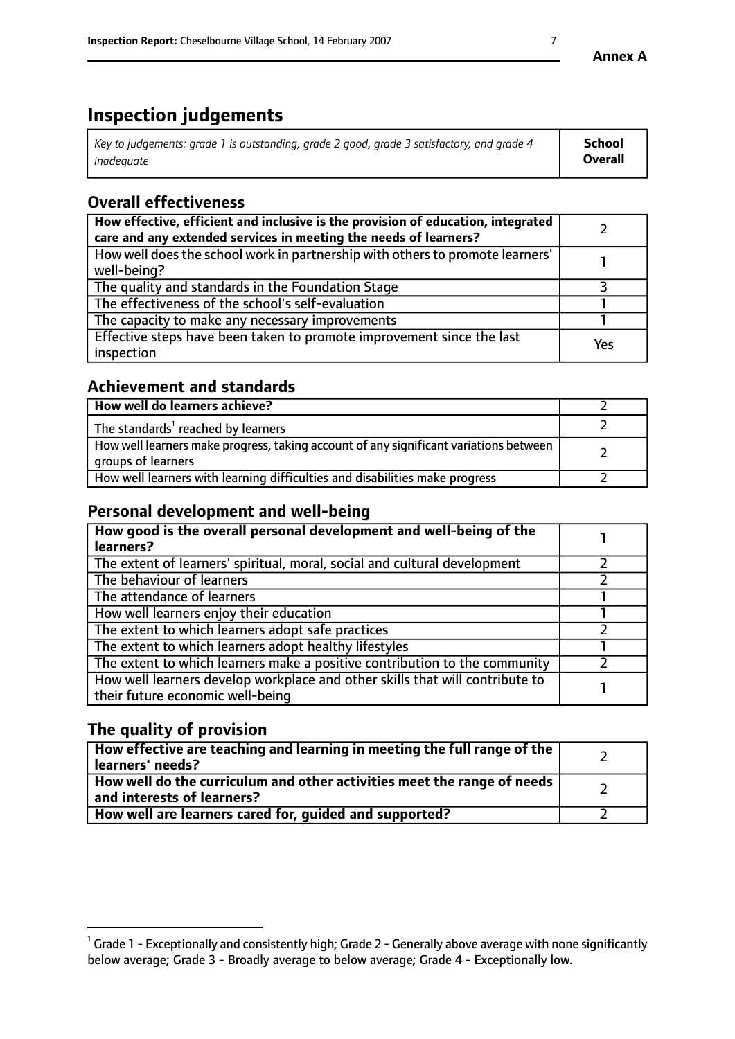Annex A

# Inspection judgements

| *Key to judgements: grade 1 is outstanding, grade 2 good, grade 3 satisfactory, and grade 4 inadequate* | **School Overall** |
|---|---|

## Overall effectiveness

| | |
|---|---|
| **How effective, efficient and inclusive is the provision of education, integrated care and any extended services in meeting the needs of learners?** | 2 |
| How well does the school work in partnership with others to promote learners' well-being? | 1 |
| The quality and standards in the Foundation Stage | 3 |
| The effectiveness of the school's self-evaluation | 1 |
| The capacity to make any necessary improvements | 1 |
| Effective steps have been taken to promote improvement since the last inspection | Yes |

## Achievement and standards

| | |
|---|---|
| **How well do learners achieve?** | 2 |
| The standards[1] reached by learners | 2 |
| How well learners make progress, taking account of any significant variations between groups of learners | 2 |
| How well learners with learning difficulties and disabilities make progress | 2 |

## Personal development and well-being

| | |
|---|---|
| **How good is the overall personal development and well-being of the learners?** | 1 |
| The extent of learners' spiritual, moral, social and cultural development | 2 |
| The behaviour of learners | 2 |
| The attendance of learners | 1 |
| How well learners enjoy their education | 1 |
| The extent to which learners adopt safe practices | 2 |
| The extent to which learners adopt healthy lifestyles | 1 |
| The extent to which learners make a positive contribution to the community | 2 |
| How well learners develop workplace and other skills that will contribute to their future economic well-being | 1 |

## The quality of provision

| | |
|---|---|
| **How effective are teaching and learning in meeting the full range of the learners' needs?** | 2 |
| **How well do the curriculum and other activities meet the range of needs and interests of learners?** | 2 |
| **How well are learners cared for, guided and supported?** | 2 |

[1] Grade 1 - Exceptionally and consistently high; Grade 2 - Generally above average with none significantly below average; Grade 3 - Broadly average to below average; Grade 4 - Exceptionally low.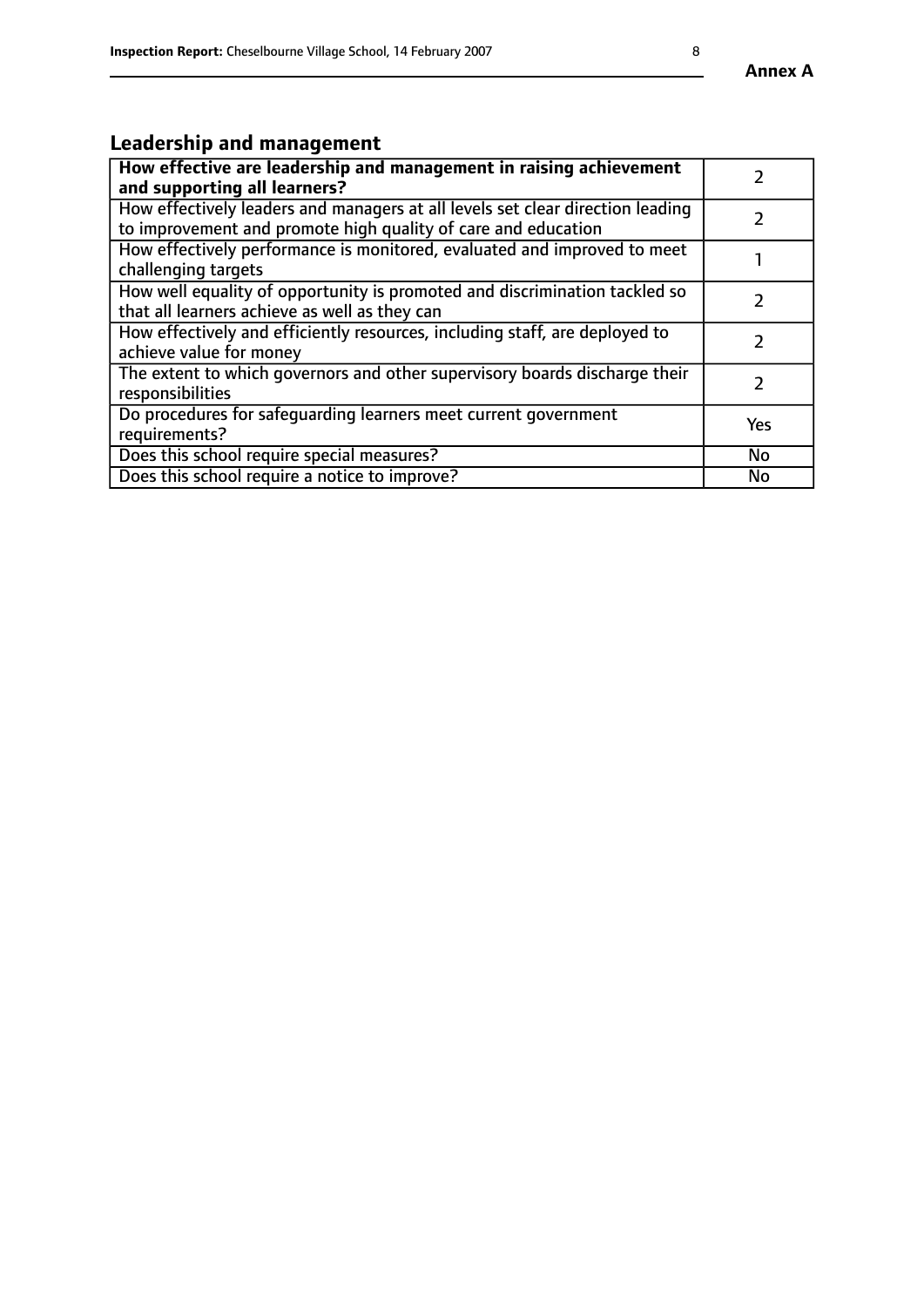## Leadership and management

| How effective are leadership and management in raising achievement and supporting all learners? | 2 |
|---|---|
| How effectively leaders and managers at all levels set clear direction leading to improvement and promote high quality of care and education | 2 |
| How effectively performance is monitored, evaluated and improved to meet challenging targets | 1 |
| How well equality of opportunity is promoted and discrimination tackled so that all learners achieve as well as they can | 2 |
| How effectively and efficiently resources, including staff, are deployed to achieve value for money | 2 |
| The extent to which governors and other supervisory boards discharge their responsibilities | 2 |
| Do procedures for safeguarding learners meet current government requirements? | Yes |
| Does this school require special measures? | No |
| Does this school require a notice to improve? | No |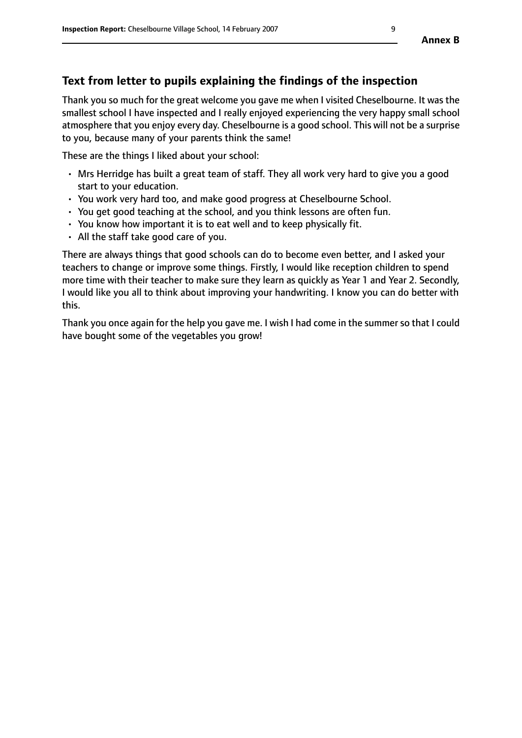Annex B

## Text from letter to pupils explaining the findings of the inspection

Thank you so much for the great welcome you gave me when I visited Cheselbourne. It was the smallest school I have inspected and I really enjoyed experiencing the very happy small school atmosphere that you enjoy every day. Cheselbourne is a good school. This will not be a surprise to you, because many of your parents think the same!

These are the things I liked about your school:

- Mrs Herridge has built a great team of staff. They all work very hard to give you a good start to your education.
- You work very hard too, and make good progress at Cheselbourne School.
- You get good teaching at the school, and you think lessons are often fun.
- You know how important it is to eat well and to keep physically fit.
- All the staff take good care of you.

There are always things that good schools can do to become even better, and I asked your teachers to change or improve some things. Firstly, I would like reception children to spend more time with their teacher to make sure they learn as quickly as Year 1 and Year 2. Secondly, I would like you all to think about improving your handwriting. I know you can do better with this.

Thank you once again for the help you gave me. I wish I had come in the summer so that I could have bought some of the vegetables you grow!